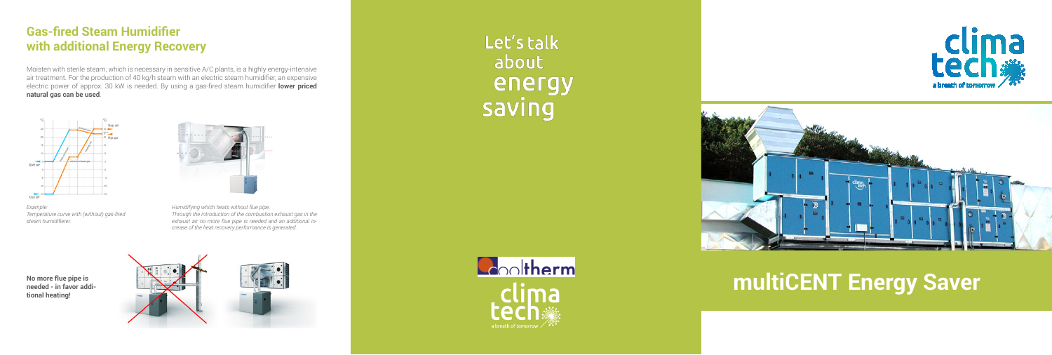## Gas-fired Steam Humidifier with additional Energy Recovery

Moisten with sterile steam, which is necessary in sensitive A/C plants, is a highly energy-intensive air treatment. For the production of 40 kg/h steam with an electric steam humidifier, an expensive electric power of approx. 30 kW is needed. By using a gas-fired steam humidifier **lower priced natural gas can be used**.

*Example:*
*Temperature curve with (without) gas-fired steam humidifierer.*

*Humidifying which heats without flue pipe.*
*Through the introduction of the combustion exhaust gas in the exhaust air no more flue pipe is needed and an additional increase of the heat recovery performance is generated.*

**No more flue pipe is needed - in favor additional heating!**

Let's talk about energy saving

cooltherm

clima tech
a breath of tomorrow

# multiCENT Energy Saver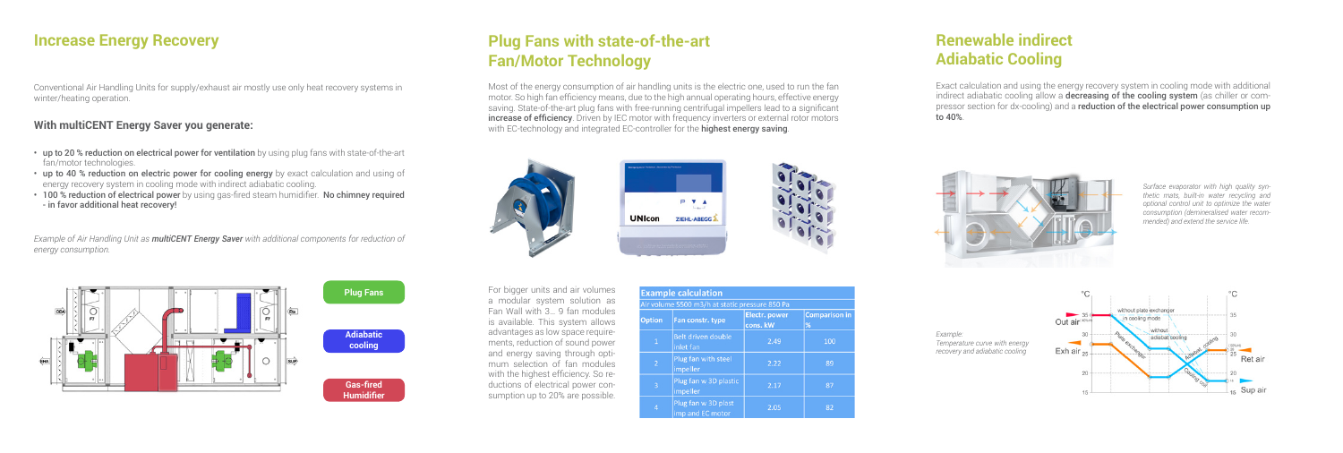## Increase Energy Recovery

Conventional Air Handling Units for supply/exhaust air mostly use only heat recovery systems in winter/heating operation.

### With multiCENT Energy Saver you generate:

- **up to 20 % reduction on electrical power for ventilation** by using plug fans with state-of-the-art fan/motor technologies.
- **up to 40 % reduction on electric power for cooling energy** by exact calculation and using of energy recovery system in cooling mode with indirect adiabatic cooling.
- **100 % reduction of electrical power** by using gas-fired steam humidifier. **No chimney required - in favor additional heat recovery!**

*Example of Air Handling Unit as **multiCENT Energy Saver** with additional components for reduction of energy consumption.*

ODA
F7
ETA
F7
EHA
SUP

Plug Fans

Adiabatic cooling

Gas-fired Humidifier

## Plug Fans with state-of-the-art Fan/Motor Technology

Most of the energy consumption of air handling units is the electric one, used to run the fan motor. So high fan efficiency means, due to the high annual operating hours, effective energy saving. State-of-the-art plug fans with free-running centrifugal impellers lead to a significant **increase of efficiency**. Driven by IEC motor with frequency inverters or external rotor motors with EC-technology and integrated EC-controller for the **highest energy saving**.

UNIcon
ZIEHL-ABEGG

For bigger units and air volumes a modular system solution as Fan Wall with 3... 9 fan modules is available. This system allows advantages as low space requirements, reduction of sound power and energy saving through optimum selection of fan modules with the highest efficiency. So reductions of electrical power consumption up to 20% are possible.

**Example calculation**

Air volume 5500 m3/h at static pressure 850 Pa

| Option | Fan constr. type | Electr. power cons. kW | Comparison in % |
|---|---|---|---|
| 1 | Belt driven double inlet fan | 2.49 | 100 |
| 2 | Plug fan with steel impeller | 2.22 | 89 |
| 3 | Plug fan w. 3D plastic impeller | 2.17 | 87 |
| 4 | Plug fan w. 3D plast imp and EC motor | 2.05 | 82 |

## Renewable indirect Adiabatic Cooling

Exact calculation and using the energy recovery system in cooling mode with additional indirect adiabatic cooling allow a **decreasing of the cooling system** (as chiller or compressor section for dx-cooling) and a **reduction of the electrical power consumption up to 40%**.

*Surface evaporator with high quality synthetic mats, built-in water recycling and optional control unit to optimize the water consumption (demineralised water recommended) and extend the service life.*

*Example:*
*Temperature curve with energy recovery and adiabatic cooling*

°C
°C
35
30
25
20
15
Out air
Exh air
without plate exchanger in cooling mode
without adiabat cooling
Plate exchanger
Adiabatic cooling
Cooling coil
Ret air
Sup air